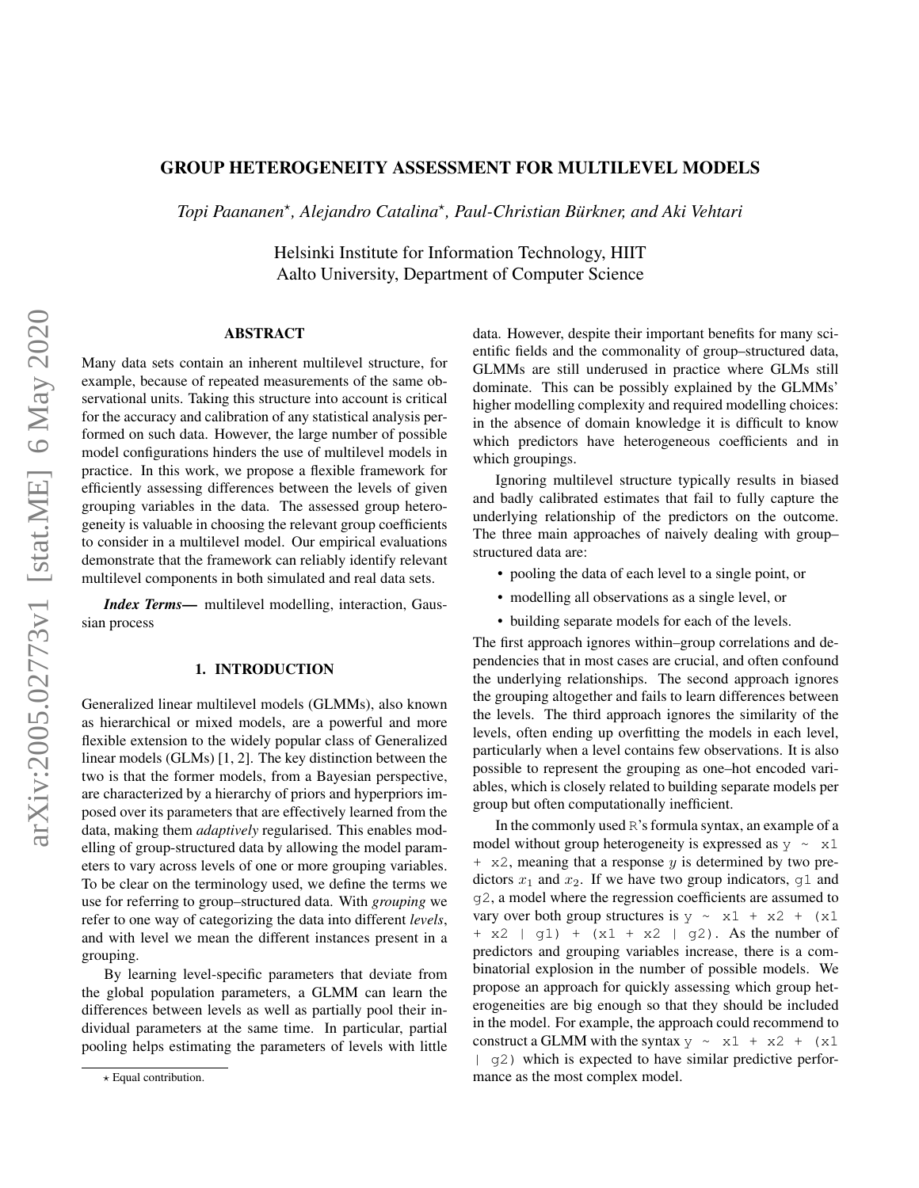# GROUP HETEROGENEITY ASSESSMENT FOR MULTILEVEL MODELS

*Topi Paananen*[⋆]*, Alejandro Catalina*[⋆]*, Paul-Christian Bürkner, and Aki Vehtari*

Helsinki Institute for Information Technology, HIIT
Aalto University, Department of Computer Science

## ABSTRACT

Many data sets contain an inherent multilevel structure, for example, because of repeated measurements of the same observational units. Taking this structure into account is critical for the accuracy and calibration of any statistical analysis performed on such data. However, the large number of possible model configurations hinders the use of multilevel models in practice. In this work, we propose a flexible framework for efficiently assessing differences between the levels of given grouping variables in the data. The assessed group heterogeneity is valuable in choosing the relevant group coefficients to consider in a multilevel model. Our empirical evaluations demonstrate that the framework can reliably identify relevant multilevel components in both simulated and real data sets.

***Index Terms*—** multilevel modelling, interaction, Gaussian process

## 1. INTRODUCTION

Generalized linear multilevel models (GLMMs), also known as hierarchical or mixed models, are a powerful and more flexible extension to the widely popular class of Generalized linear models (GLMs) [1, 2]. The key distinction between the two is that the former models, from a Bayesian perspective, are characterized by a hierarchy of priors and hyperpriors imposed over its parameters that are effectively learned from the data, making them *adaptively* regularised. This enables modelling of group-structured data by allowing the model parameters to vary across levels of one or more grouping variables. To be clear on the terminology used, we define the terms we use for referring to group–structured data. With *grouping* we refer to one way of categorizing the data into different *levels*, and with level we mean the different instances present in a grouping.

By learning level-specific parameters that deviate from the global population parameters, a GLMM can learn the differences between levels as well as partially pool their individual parameters at the same time. In particular, partial pooling helps estimating the parameters of levels with little data. However, despite their important benefits for many scientific fields and the commonality of group–structured data, GLMMs are still underused in practice where GLMs still dominate. This can be possibly explained by the GLMMs' higher modelling complexity and required modelling choices: in the absence of domain knowledge it is difficult to know which predictors have heterogeneous coefficients and in which groupings.

Ignoring multilevel structure typically results in biased and badly calibrated estimates that fail to fully capture the underlying relationship of the predictors on the outcome. The three main approaches of naively dealing with group–structured data are:

- pooling the data of each level to a single point, or
- modelling all observations as a single level, or
- building separate models for each of the levels.

The first approach ignores within–group correlations and dependencies that in most cases are crucial, and often confound the underlying relationships. The second approach ignores the grouping altogether and fails to learn differences between the levels. The third approach ignores the similarity of the levels, often ending up overfitting the models in each level, particularly when a level contains few observations. It is also possible to represent the grouping as one–hot encoded variables, which is closely related to building separate models per group but often computationally inefficient.

In the commonly used `R`'s formula syntax, an example of a model without group heterogeneity is expressed as `y ~ x1 + x2`, meaning that a response $y$ is determined by two predictors $x_1$ and $x_2$. If we have two group indicators, `g1` and `g2`, a model where the regression coefficients are assumed to vary over both group structures is `y ~ x1 + x2 + (x1 + x2 | g1) + (x1 + x2 | g2)`. As the number of predictors and grouping variables increase, there is a combinatorial explosion in the number of possible models. We propose an approach for quickly assessing which group heterogeneities are big enough so that they should be included in the model. For example, the approach could recommend to construct a GLMM with the syntax `y ~ x1 + x2 + (x1 | g2)` which is expected to have similar predictive performance as the most complex model.

⋆ Equal contribution.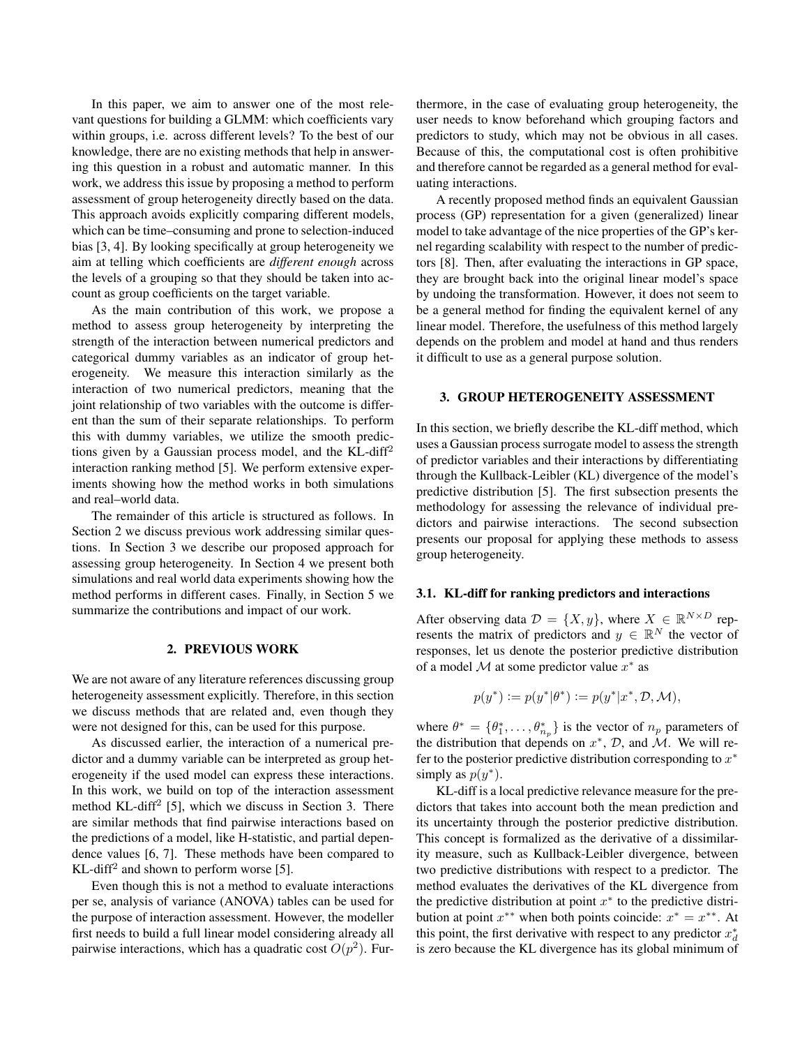In this paper, we aim to answer one of the most relevant questions for building a GLMM: which coefficients vary within groups, i.e. across different levels? To the best of our knowledge, there are no existing methods that help in answering this question in a robust and automatic manner. In this work, we address this issue by proposing a method to perform assessment of group heterogeneity directly based on the data. This approach avoids explicitly comparing different models, which can be time–consuming and prone to selection-induced bias [3, 4]. By looking specifically at group heterogeneity we aim at telling which coefficients are *different enough* across the levels of a grouping so that they should be taken into account as group coefficients on the target variable.

As the main contribution of this work, we propose a method to assess group heterogeneity by interpreting the strength of the interaction between numerical predictors and categorical dummy variables as an indicator of group heterogeneity. We measure this interaction similarly as the interaction of two numerical predictors, meaning that the joint relationship of two variables with the outcome is different than the sum of their separate relationships. To perform this with dummy variables, we utilize the smooth predictions given by a Gaussian process model, and the KL-diff[2] interaction ranking method [5]. We perform extensive experiments showing how the method works in both simulations and real–world data.

The remainder of this article is structured as follows. In Section 2 we discuss previous work addressing similar questions. In Section 3 we describe our proposed approach for assessing group heterogeneity. In Section 4 we present both simulations and real world data experiments showing how the method performs in different cases. Finally, in Section 5 we summarize the contributions and impact of our work.

## 2. PREVIOUS WORK

We are not aware of any literature references discussing group heterogeneity assessment explicitly. Therefore, in this section we discuss methods that are related and, even though they were not designed for this, can be used for this purpose.

As discussed earlier, the interaction of a numerical predictor and a dummy variable can be interpreted as group heterogeneity if the used model can express these interactions. In this work, we build on top of the interaction assessment method KL-diff[2] [5], which we discuss in Section 3. There are similar methods that find pairwise interactions based on the predictions of a model, like H-statistic, and partial dependence values [6, 7]. These methods have been compared to KL-diff[2] and shown to perform worse [5].

Even though this is not a method to evaluate interactions per se, analysis of variance (ANOVA) tables can be used for the purpose of interaction assessment. However, the modeller first needs to build a full linear model considering already all pairwise interactions, which has a quadratic cost $O(p^2)$. Furthermore, in the case of evaluating group heterogeneity, the user needs to know beforehand which grouping factors and predictors to study, which may not be obvious in all cases. Because of this, the computational cost is often prohibitive and therefore cannot be regarded as a general method for evaluating interactions.

A recently proposed method finds an equivalent Gaussian process (GP) representation for a given (generalized) linear model to take advantage of the nice properties of the GP's kernel regarding scalability with respect to the number of predictors [8]. Then, after evaluating the interactions in GP space, they are brought back into the original linear model's space by undoing the transformation. However, it does not seem to be a general method for finding the equivalent kernel of any linear model. Therefore, the usefulness of this method largely depends on the problem and model at hand and thus renders it difficult to use as a general purpose solution.

## 3. GROUP HETEROGENEITY ASSESSMENT

In this section, we briefly describe the KL-diff method, which uses a Gaussian process surrogate model to assess the strength of predictor variables and their interactions by differentiating through the Kullback-Leibler (KL) divergence of the model's predictive distribution [5]. The first subsection presents the methodology for assessing the relevance of individual predictors and pairwise interactions. The second subsection presents our proposal for applying these methods to assess group heterogeneity.

### 3.1. KL-diff for ranking predictors and interactions

After observing data $\mathcal{D} = \{X, y\}$, where $X \in \mathbb{R}^{N \times D}$ represents the matrix of predictors and $y \in \mathbb{R}^N$ the vector of responses, let us denote the posterior predictive distribution of a model $\mathcal{M}$ at some predictor value $x^*$ as

$$p(y^*) := p(y^*|\theta^*) := p(y^*|x^*, \mathcal{D}, \mathcal{M}),$$

where $\theta^* = \{\theta_1^*, \ldots, \theta_{n_p}^*\}$ is the vector of $n_p$ parameters of the distribution that depends on $x^*$, $\mathcal{D}$, and $\mathcal{M}$. We will refer to the posterior predictive distribution corresponding to $x^*$ simply as $p(y^*)$.

KL-diff is a local predictive relevance measure for the predictors that takes into account both the mean prediction and its uncertainty through the posterior predictive distribution. This concept is formalized as the derivative of a dissimilarity measure, such as Kullback-Leibler divergence, between two predictive distributions with respect to a predictor. The method evaluates the derivatives of the KL divergence from the predictive distribution at point $x^*$ to the predictive distribution at point $x^{**}$ when both points coincide: $x^* = x^{**}$. At this point, the first derivative with respect to any predictor $x_d^*$ is zero because the KL divergence has its global minimum of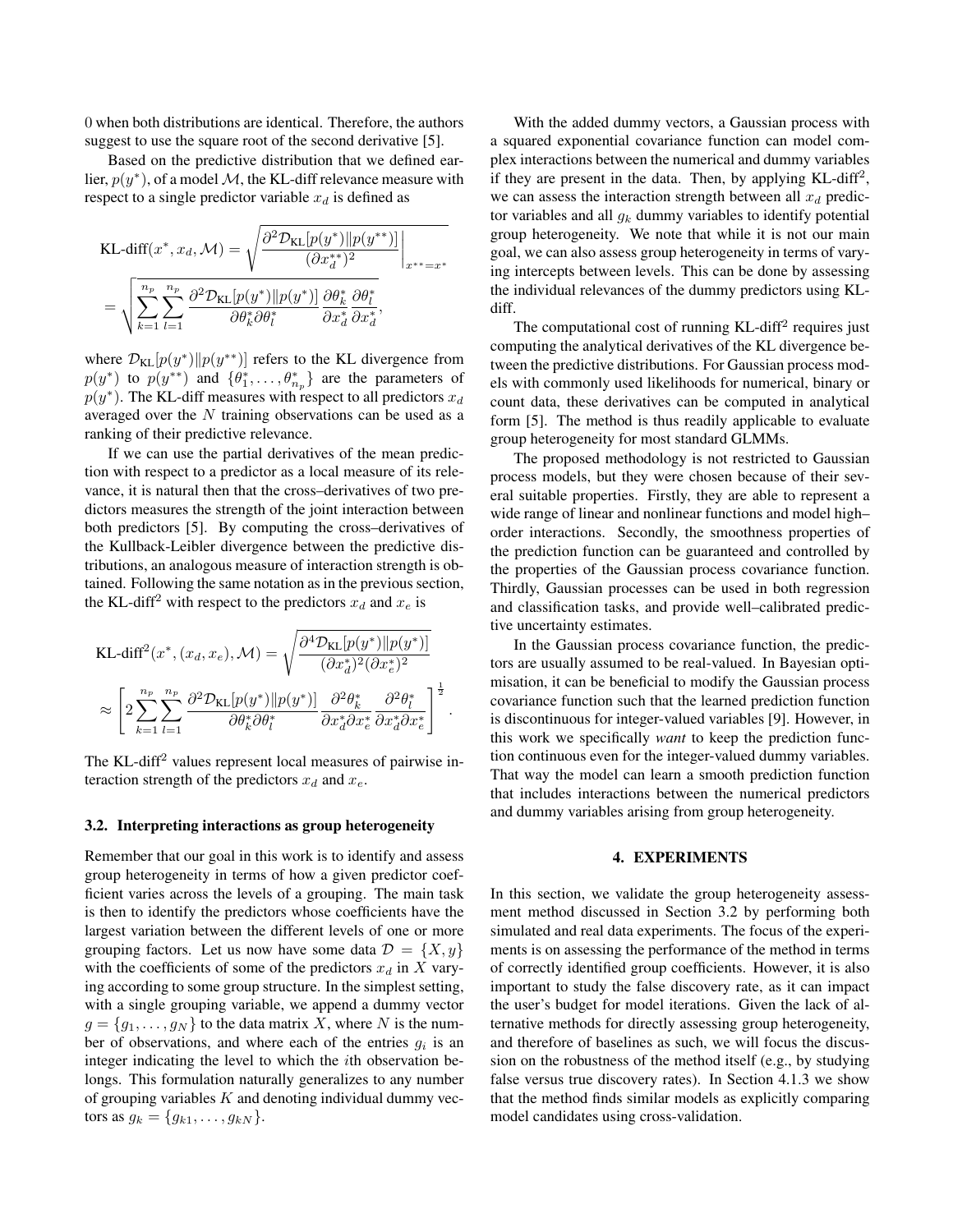0 when both distributions are identical. Therefore, the authors suggest to use the square root of the second derivative [5].

Based on the predictive distribution that we defined earlier, $p(y^*)$, of a model $\mathcal{M}$, the KL-diff relevance measure with respect to a single predictor variable $x_d$ is defined as

$$\text{KL-diff}(x^*, x_d, \mathcal{M}) = \sqrt{\frac{\partial^2 \mathcal{D}_{\text{KL}}[p(y^*) \| p(y^{**})]}{(\partial x_d^{**})^2}}\Bigg|_{x^{**}=x^*}$$
$$= \sqrt{\sum_{k=1}^{n_p} \sum_{l=1}^{n_p} \frac{\partial^2 \mathcal{D}_{\text{KL}}[p(y^*) \| p(y^*)]}{\partial \theta_k^* \partial \theta_l^*} \frac{\partial \theta_k^*}{\partial x_d^*} \frac{\partial \theta_l^*}{\partial x_d^*}},$$

where $\mathcal{D}_{\text{KL}}[p(y^*) \| p(y^{**})]$ refers to the KL divergence from $p(y^*)$ to $p(y^{**})$ and $\{\theta_1^*, \ldots, \theta_{n_p}^*\}$ are the parameters of $p(y^*)$. The KL-diff measures with respect to all predictors $x_d$ averaged over the $N$ training observations can be used as a ranking of their predictive relevance.

If we can use the partial derivatives of the mean prediction with respect to a predictor as a local measure of its relevance, it is natural then that the cross–derivatives of two predictors measures the strength of the joint interaction between both predictors [5]. By computing the cross–derivatives of the Kullback-Leibler divergence between the predictive distributions, an analogous measure of interaction strength is obtained. Following the same notation as in the previous section, the KL-diff$^2$ with respect to the predictors $x_d$ and $x_e$ is

$$\text{KL-diff}^2(x^*, (x_d, x_e), \mathcal{M}) = \sqrt{\frac{\partial^4 \mathcal{D}_{\text{KL}}[p(y^*) \| p(y^*)]}{(\partial x_d^*)^2 (\partial x_e^*)^2}}$$
$$\approx \left[ 2 \sum_{k=1}^{n_p} \sum_{l=1}^{n_p} \frac{\partial^2 \mathcal{D}_{\text{KL}}[p(y^*) \| p(y^*)]}{\partial \theta_k^* \partial \theta_l^*} \frac{\partial^2 \theta_k^*}{\partial x_d^* \partial x_e^*} \frac{\partial^2 \theta_l^*}{\partial x_d^* \partial x_e^*} \right]^{\frac{1}{2}}.$$

The KL-diff$^2$ values represent local measures of pairwise interaction strength of the predictors $x_d$ and $x_e$.

### 3.2. Interpreting interactions as group heterogeneity

Remember that our goal in this work is to identify and assess group heterogeneity in terms of how a given predictor coefficient varies across the levels of a grouping. The main task is then to identify the predictors whose coefficients have the largest variation between the different levels of one or more grouping factors. Let us now have some data $\mathcal{D} = \{X, y\}$ with the coefficients of some of the predictors $x_d$ in $X$ varying according to some group structure. In the simplest setting, with a single grouping variable, we append a dummy vector $g = \{g_1, \ldots, g_N\}$ to the data matrix $X$, where $N$ is the number of observations, and where each of the entries $g_i$ is an integer indicating the level to which the $i$th observation belongs. This formulation naturally generalizes to any number of grouping variables $K$ and denoting individual dummy vectors as $g_k = \{g_{k1}, \ldots, g_{kN}\}$.

With the added dummy vectors, a Gaussian process with a squared exponential covariance function can model complex interactions between the numerical and dummy variables if they are present in the data. Then, by applying KL-diff$^2$, we can assess the interaction strength between all $x_d$ predictor variables and all $g_k$ dummy variables to identify potential group heterogeneity. We note that while it is not our main goal, we can also assess group heterogeneity in terms of varying intercepts between levels. This can be done by assessing the individual relevances of the dummy predictors using KL-diff.

The computational cost of running KL-diff$^2$ requires just computing the analytical derivatives of the KL divergence between the predictive distributions. For Gaussian process models with commonly used likelihoods for numerical, binary or count data, these derivatives can be computed in analytical form [5]. The method is thus readily applicable to evaluate group heterogeneity for most standard GLMMs.

The proposed methodology is not restricted to Gaussian process models, but they were chosen because of their several suitable properties. Firstly, they are able to represent a wide range of linear and nonlinear functions and model high–order interactions. Secondly, the smoothness properties of the prediction function can be guaranteed and controlled by the properties of the Gaussian process covariance function. Thirdly, Gaussian processes can be used in both regression and classification tasks, and provide well–calibrated predictive uncertainty estimates.

In the Gaussian process covariance function, the predictors are usually assumed to be real-valued. In Bayesian optimisation, it can be beneficial to modify the Gaussian process covariance function such that the learned prediction function is discontinuous for integer-valued variables [9]. However, in this work we specifically *want* to keep the prediction function continuous even for the integer-valued dummy variables. That way the model can learn a smooth prediction function that includes interactions between the numerical predictors and dummy variables arising from group heterogeneity.

## 4. EXPERIMENTS

In this section, we validate the group heterogeneity assessment method discussed in Section 3.2 by performing both simulated and real data experiments. The focus of the experiments is on assessing the performance of the method in terms of correctly identified group coefficients. However, it is also important to study the false discovery rate, as it can impact the user's budget for model iterations. Given the lack of alternative methods for directly assessing group heterogeneity, and therefore of baselines as such, we will focus the discussion on the robustness of the method itself (e.g., by studying false versus true discovery rates). In Section 4.1.3 we show that the method finds similar models as explicitly comparing model candidates using cross-validation.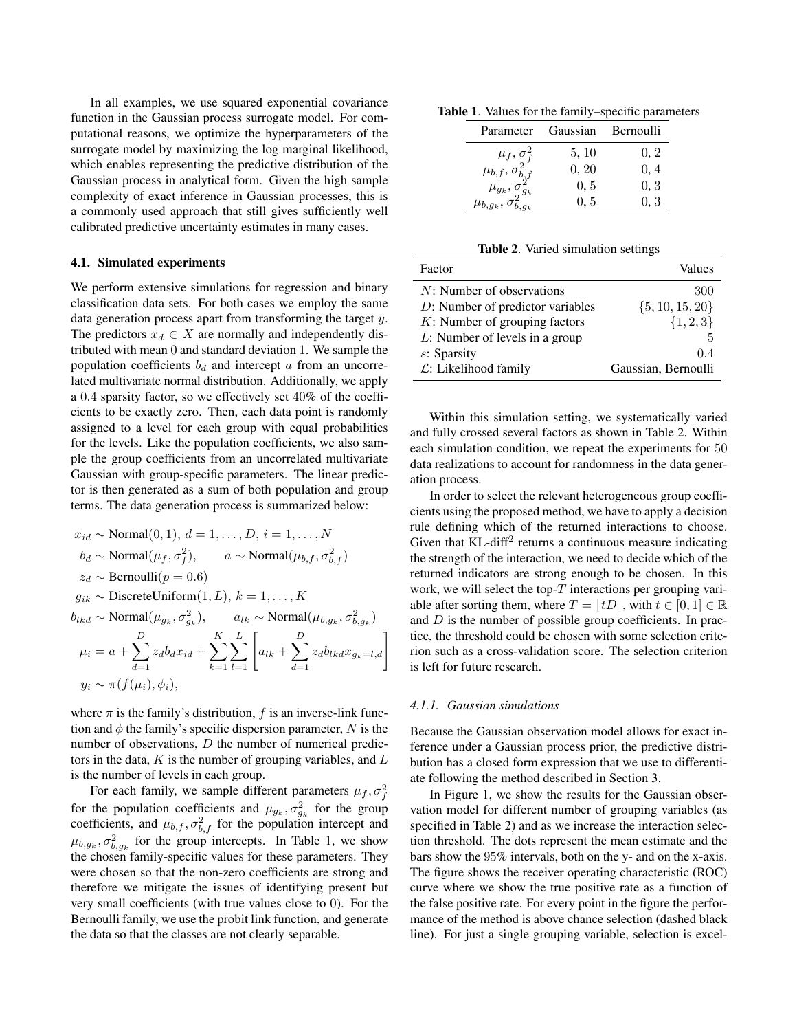In all examples, we use squared exponential covariance function in the Gaussian process surrogate model. For computational reasons, we optimize the hyperparameters of the surrogate model by maximizing the log marginal likelihood, which enables representing the predictive distribution of the Gaussian process in analytical form. Given the high sample complexity of exact inference in Gaussian processes, this is a commonly used approach that still gives sufficiently well calibrated predictive uncertainty estimates in many cases.

### 4.1. Simulated experiments

We perform extensive simulations for regression and binary classification data sets. For both cases we employ the same data generation process apart from transforming the target $y$. The predictors $x_d \in X$ are normally and independently distributed with mean 0 and standard deviation 1. We sample the population coefficients $b_d$ and intercept $a$ from an uncorrelated multivariate normal distribution. Additionally, we apply a 0.4 sparsity factor, so we effectively set 40% of the coefficients to be exactly zero. Then, each data point is randomly assigned to a level for each group with equal probabilities for the levels. Like the population coefficients, we also sample the group coefficients from an uncorrelated multivariate Gaussian with group-specific parameters. The linear predictor is then generated as a sum of both population and group terms. The data generation process is summarized below:

$$
\begin{aligned}
x_{id} &\sim \text{Normal}(0,1),\ d=1,\dots,D,\ i=1,\dots,N \\
b_d &\sim \text{Normal}(\mu_f, \sigma_f^2), \qquad a \sim \text{Normal}(\mu_{b,f}, \sigma_{b,f}^2) \\
z_d &\sim \text{Bernoulli}(p=0.6) \\
g_{ik} &\sim \text{DiscreteUniform}(1, L),\ k=1,\dots,K \\
b_{lkd} &\sim \text{Normal}(\mu_{g_k}, \sigma_{g_k}^2), \qquad a_{lk} \sim \text{Normal}(\mu_{b,g_k}, \sigma_{b,g_k}^2) \\
\mu_i &= a + \sum_{d=1}^{D} z_d b_d x_{id} + \sum_{k=1}^{K}\sum_{l=1}^{L}\left[a_{lk} + \sum_{d=1}^{D} z_d b_{lkd} x_{g_k=l,d}\right] \\
y_i &\sim \pi(f(\mu_i), \phi_i),
\end{aligned}
$$

where $\pi$ is the family's distribution, $f$ is an inverse-link function and $\phi$ the family's specific dispersion parameter, $N$ is the number of observations, $D$ the number of numerical predictors in the data, $K$ is the number of grouping variables, and $L$ is the number of levels in each group.

For each family, we sample different parameters $\mu_f, \sigma_f^2$ for the population coefficients and $\mu_{g_k}, \sigma_{g_k}^2$ for the group coefficients, and $\mu_{b,f}, \sigma_{b,f}^2$ for the population intercept and $\mu_{b,g_k}, \sigma_{b,g_k}^2$ for the group intercepts. In Table 1, we show the chosen family-specific values for these parameters. They were chosen so that the non-zero coefficients are strong and therefore we mitigate the issues of identifying present but very small coefficients (with true values close to 0). For the Bernoulli family, we use the probit link function, and generate the data so that the classes are not clearly separable.

**Table 1**. Values for the family–specific parameters

| Parameter | Gaussian | Bernoulli |
|---|---|---|
| $\mu_f$, $\sigma_f^2$ | 5, 10 | 0, 2 |
| $\mu_{b,f}$, $\sigma_{b,f}^2$ | 0, 20 | 0, 4 |
| $\mu_{g_k}$, $\sigma_{g_k}^2$ | 0, 5 | 0, 3 |
| $\mu_{b,g_k}$, $\sigma_{b,g_k}^2$ | 0, 5 | 0, 3 |

**Table 2**. Varied simulation settings

| Factor | Values |
|---|---|
| $N$: Number of observations | 300 |
| $D$: Number of predictor variables | $\{5, 10, 15, 20\}$ |
| $K$: Number of grouping factors | $\{1, 2, 3\}$ |
| $L$: Number of levels in a group | 5 |
| $s$: Sparsity | 0.4 |
| $\mathcal{L}$: Likelihood family | Gaussian, Bernoulli |

Within this simulation setting, we systematically varied and fully crossed several factors as shown in Table 2. Within each simulation condition, we repeat the experiments for 50 data realizations to account for randomness in the data generation process.

In order to select the relevant heterogeneous group coefficients using the proposed method, we have to apply a decision rule defining which of the returned interactions to choose. Given that KL-diff[2] returns a continuous measure indicating the strength of the interaction, we need to decide which of the returned indicators are strong enough to be chosen. In this work, we will select the top-$T$ interactions per grouping variable after sorting them, where $T = \lfloor tD \rfloor$, with $t \in [0, 1] \in \mathbb{R}$ and $D$ is the number of possible group coefficients. In practice, the threshold could be chosen with some selection criterion such as a cross-validation score. The selection criterion is left for future research.

#### 4.1.1. Gaussian simulations

Because the Gaussian observation model allows for exact inference under a Gaussian process prior, the predictive distribution has a closed form expression that we use to differentiate following the method described in Section 3.

In Figure 1, we show the results for the Gaussian observation model for different number of grouping variables (as specified in Table 2) and as we increase the interaction selection threshold. The dots represent the mean estimate and the bars show the 95% intervals, both on the y- and on the x-axis. The figure shows the receiver operating characteristic (ROC) curve where we show the true positive rate as a function of the false positive rate. For every point in the figure the performance of the method is above chance selection (dashed black line). For just a single grouping variable, selection is excel-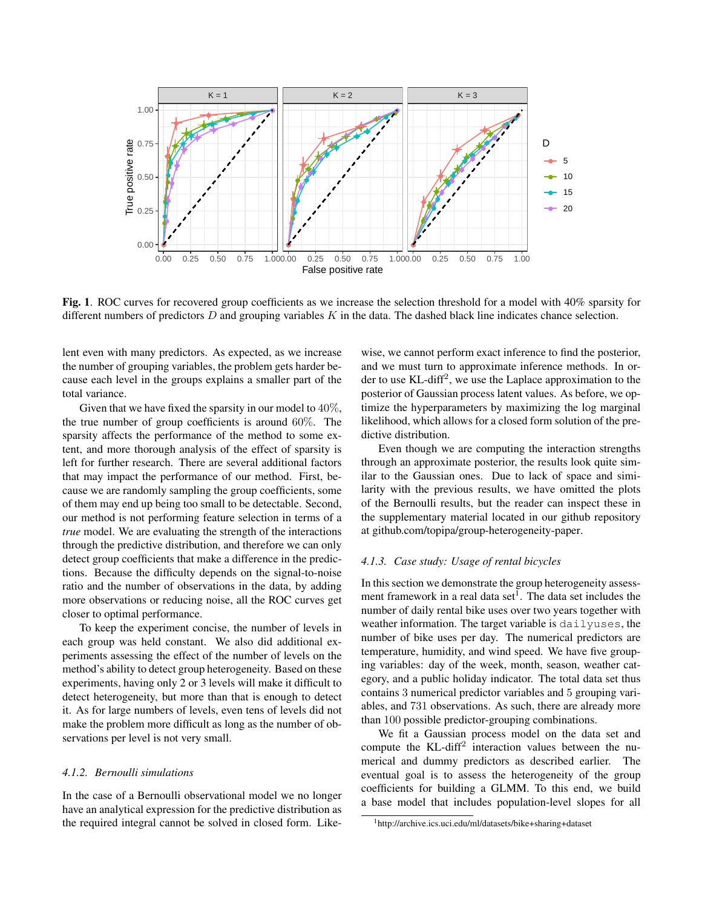**Fig. 1**. ROC curves for recovered group coefficients as we increase the selection threshold for a model with 40% sparsity for different numbers of predictors $D$ and grouping variables $K$ in the data. The dashed black line indicates chance selection.

lent even with many predictors. As expected, as we increase the number of grouping variables, the problem gets harder because each level in the groups explains a smaller part of the total variance.

Given that we have fixed the sparsity in our model to $40\%$, the true number of group coefficients is around $60\%$. The sparsity affects the performance of the method to some extent, and more thorough analysis of the effect of sparsity is left for further research. There are several additional factors that may impact the performance of our method. First, because we are randomly sampling the group coefficients, some of them may end up being too small to be detectable. Second, our method is not performing feature selection in terms of a *true* model. We are evaluating the strength of the interactions through the predictive distribution, and therefore we can only detect group coefficients that make a difference in the predictions. Because the difficulty depends on the signal-to-noise ratio and the number of observations in the data, by adding more observations or reducing noise, all the ROC curves get closer to optimal performance.

To keep the experiment concise, the number of levels in each group was held constant. We also did additional experiments assessing the effect of the number of levels on the method's ability to detect group heterogeneity. Based on these experiments, having only 2 or 3 levels will make it difficult to detect heterogeneity, but more than that is enough to detect it. As for large numbers of levels, even tens of levels did not make the problem more difficult as long as the number of observations per level is not very small.

#### *4.1.2. Bernoulli simulations*

In the case of a Bernoulli observational model we no longer have an analytical expression for the predictive distribution as the required integral cannot be solved in closed form. Likewise, we cannot perform exact inference to find the posterior, and we must turn to approximate inference methods. In order to use KL-diff$^2$, we use the Laplace approximation to the posterior of Gaussian process latent values. As before, we optimize the hyperparameters by maximizing the log marginal likelihood, which allows for a closed form solution of the predictive distribution.

Even though we are computing the interaction strengths through an approximate posterior, the results look quite similar to the Gaussian ones. Due to lack of space and similarity with the previous results, we have omitted the plots of the Bernoulli results, but the reader can inspect these in the supplementary material located in our github repository at github.com/topipa/group-heterogeneity-paper.

#### *4.1.3. Case study: Usage of rental bicycles*

In this section we demonstrate the group heterogeneity assessment framework in a real data set[1]. The data set includes the number of daily rental bike uses over two years together with weather information. The target variable is `dailyuses`, the number of bike uses per day. The numerical predictors are temperature, humidity, and wind speed. We have five grouping variables: day of the week, month, season, weather category, and a public holiday indicator. The total data set thus contains 3 numerical predictor variables and 5 grouping variables, and 731 observations. As such, there are already more than 100 possible predictor-grouping combinations.

We fit a Gaussian process model on the data set and compute the KL-diff$^2$ interaction values between the numerical and dummy predictors as described earlier. The eventual goal is to assess the heterogeneity of the group coefficients for building a GLMM. To this end, we build a base model that includes population-level slopes for all

[1] http://archive.ics.uci.edu/ml/datasets/bike+sharing+dataset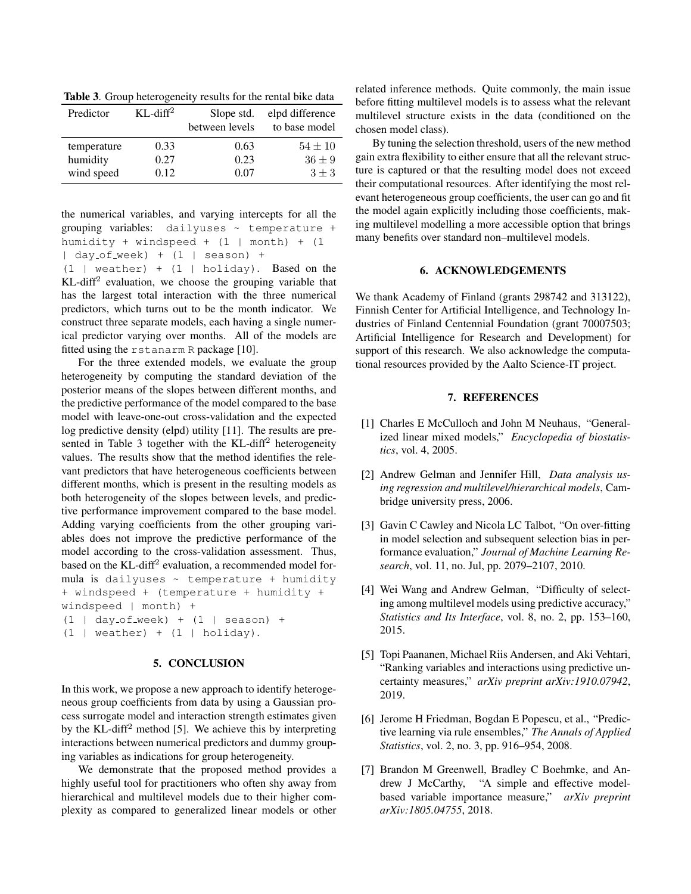**Table 3**. Group heterogeneity results for the rental bike data

| Predictor | KL-diff$^2$ | Slope std. between levels | elpd difference to base model |
|---|---|---|---|
| temperature | 0.33 | 0.63 | $54 \pm 10$ |
| humidity | 0.27 | 0.23 | $36 \pm 9$ |
| wind speed | 0.12 | 0.07 | $3 \pm 3$ |

the numerical variables, and varying intercepts for all the grouping variables: `dailyuses ~ temperature + humidity + windspeed + (1 | month) + (1 | day_of_week) + (1 | season) + (1 | weather) + (1 | holiday)`. Based on the KL-diff$^2$ evaluation, we choose the grouping variable that has the largest total interaction with the three numerical predictors, which turns out to be the month indicator. We construct three separate models, each having a single numerical predictor varying over months. All of the models are fitted using the `rstanarm` R package [10].

For the three extended models, we evaluate the group heterogeneity by computing the standard deviation of the posterior means of the slopes between different months, and the predictive performance of the model compared to the base model with leave-one-out cross-validation and the expected log predictive density (elpd) utility [11]. The results are presented in Table 3 together with the KL-diff$^2$ heterogeneity values. The results show that the method identifies the relevant predictors that have heterogeneous coefficients between different months, which is present in the resulting models as both heterogeneity of the slopes between levels, and predictive performance improvement compared to the base model. Adding varying coefficients from the other grouping variables does not improve the predictive performance of the model according to the cross-validation assessment. Thus, based on the KL-diff$^2$ evaluation, a recommended model formula is `dailyuses ~ temperature + humidity + windspeed + (temperature + humidity + windspeed | month) + (1 | day_of_week) + (1 | season) + (1 | weather) + (1 | holiday)`.

## 5. CONCLUSION

In this work, we propose a new approach to identify heterogeneous group coefficients from data by using a Gaussian process surrogate model and interaction strength estimates given by the KL-diff$^2$ method [5]. We achieve this by interpreting interactions between numerical predictors and dummy grouping variables as indications for group heterogeneity.

We demonstrate that the proposed method provides a highly useful tool for practitioners who often shy away from hierarchical and multilevel models due to their higher complexity as compared to generalized linear models or other related inference methods. Quite commonly, the main issue before fitting multilevel models is to assess what the relevant multilevel structure exists in the data (conditioned on the chosen model class).

By tuning the selection threshold, users of the new method gain extra flexibility to either ensure that all the relevant structure is captured or that the resulting model does not exceed their computational resources. After identifying the most relevant heterogeneous group coefficients, the user can go and fit the model again explicitly including those coefficients, making multilevel modelling a more accessible option that brings many benefits over standard non–multilevel models.

## 6. ACKNOWLEDGEMENTS

We thank Academy of Finland (grants 298742 and 313122), Finnish Center for Artificial Intelligence, and Technology Industries of Finland Centennial Foundation (grant 70007503; Artificial Intelligence for Research and Development) for support of this research. We also acknowledge the computational resources provided by the Aalto Science-IT project.

## 7. REFERENCES

[1] Charles E McCulloch and John M Neuhaus, "Generalized linear mixed models," *Encyclopedia of biostatistics*, vol. 4, 2005.

[2] Andrew Gelman and Jennifer Hill, *Data analysis using regression and multilevel/hierarchical models*, Cambridge university press, 2006.

[3] Gavin C Cawley and Nicola LC Talbot, "On over-fitting in model selection and subsequent selection bias in performance evaluation," *Journal of Machine Learning Research*, vol. 11, no. Jul, pp. 2079–2107, 2010.

[4] Wei Wang and Andrew Gelman, "Difficulty of selecting among multilevel models using predictive accuracy," *Statistics and Its Interface*, vol. 8, no. 2, pp. 153–160, 2015.

[5] Topi Paananen, Michael Riis Andersen, and Aki Vehtari, "Ranking variables and interactions using predictive uncertainty measures," *arXiv preprint arXiv:1910.07942*, 2019.

[6] Jerome H Friedman, Bogdan E Popescu, et al., "Predictive learning via rule ensembles," *The Annals of Applied Statistics*, vol. 2, no. 3, pp. 916–954, 2008.

[7] Brandon M Greenwell, Bradley C Boehmke, and Andrew J McCarthy, "A simple and effective model-based variable importance measure," *arXiv preprint arXiv:1805.04755*, 2018.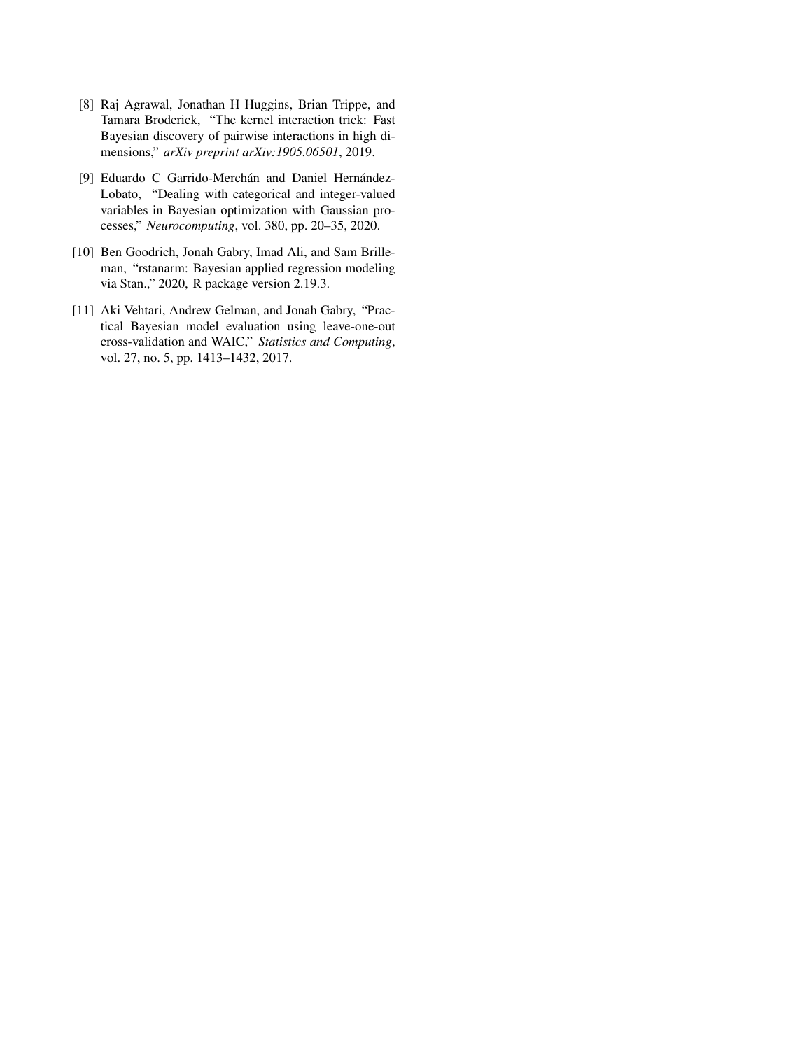[8] Raj Agrawal, Jonathan H Huggins, Brian Trippe, and Tamara Broderick, "The kernel interaction trick: Fast Bayesian discovery of pairwise interactions in high dimensions," *arXiv preprint arXiv:1905.06501*, 2019.

[9] Eduardo C Garrido-Merchán and Daniel Hernández-Lobato, "Dealing with categorical and integer-valued variables in Bayesian optimization with Gaussian processes," *Neurocomputing*, vol. 380, pp. 20–35, 2020.

[10] Ben Goodrich, Jonah Gabry, Imad Ali, and Sam Brilleman, "rstanarm: Bayesian applied regression modeling via Stan.," 2020, R package version 2.19.3.

[11] Aki Vehtari, Andrew Gelman, and Jonah Gabry, "Practical Bayesian model evaluation using leave-one-out cross-validation and WAIC," *Statistics and Computing*, vol. 27, no. 5, pp. 1413–1432, 2017.